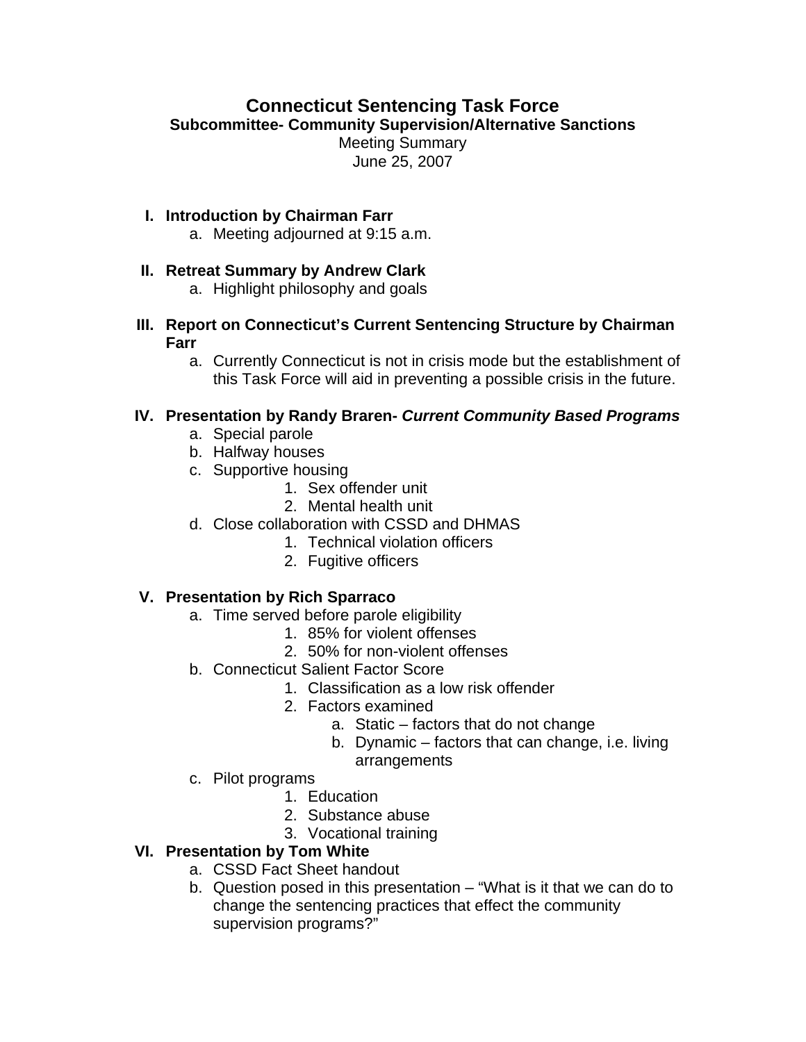# Connecticut Sentencing Task Force

## Subcommittee- Community Supervision/Alternative Sanctions

Meeting Summary

June 25, 2007

**I. Introduction by Chairman Farr**

a. Meeting adjourned at 9:15 a.m.

**II. Retreat Summary by Andrew Clark**

a. Highlight philosophy and goals

**III. Report on Connecticut's Current Sentencing Structure by Chairman Farr**

a. Currently Connecticut is not in crisis mode but the establishment of this Task Force will aid in preventing a possible crisis in the future.

**IV. Presentation by Randy Braren- *Current Community Based Programs***

a. Special parole

b. Halfway houses

c. Supportive housing

1. Sex offender unit
2. Mental health unit

d. Close collaboration with CSSD and DHMAS

1. Technical violation officers
2. Fugitive officers

**V. Presentation by Rich Sparraco**

a. Time served before parole eligibility

1. 85% for violent offenses
2. 50% for non-violent offenses

b. Connecticut Salient Factor Score

1. Classification as a low risk offender
2. Factors examined
    a. Static – factors that do not change
    b. Dynamic – factors that can change, i.e. living arrangements

c. Pilot programs

1. Education
2. Substance abuse
3. Vocational training

**VI. Presentation by Tom White**

a. CSSD Fact Sheet handout

b. Question posed in this presentation – "What is it that we can do to change the sentencing practices that effect the community supervision programs?"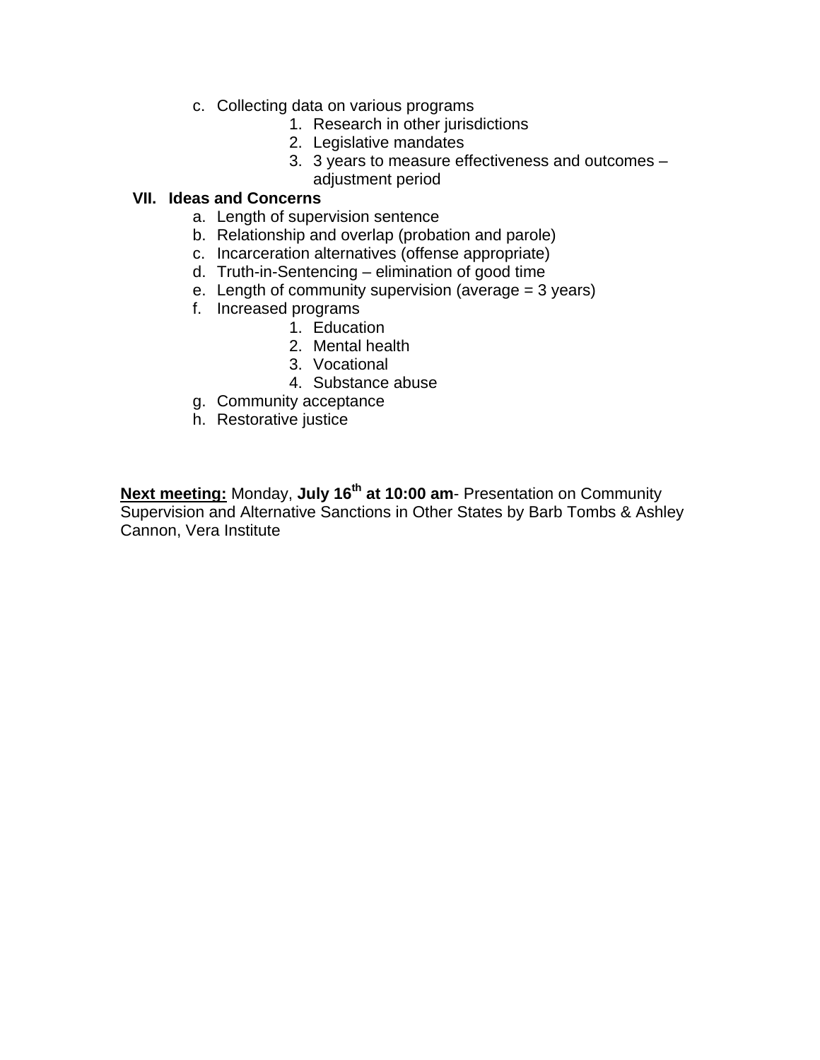c. Collecting data on various programs
    1. Research in other jurisdictions
    2. Legislative mandates
    3. 3 years to measure effectiveness and outcomes – adjustment period

**VII. Ideas and Concerns**

a. Length of supervision sentence
b. Relationship and overlap (probation and parole)
c. Incarceration alternatives (offense appropriate)
d. Truth-in-Sentencing – elimination of good time
e. Length of community supervision (average = 3 years)
f. Increased programs
    1. Education
    2. Mental health
    3. Vocational
    4. Substance abuse
g. Community acceptance
h. Restorative justice

**__Next meeting:__** Monday, **July 16th at 10:00 am**- Presentation on Community Supervision and Alternative Sanctions in Other States by Barb Tombs & Ashley Cannon, Vera Institute